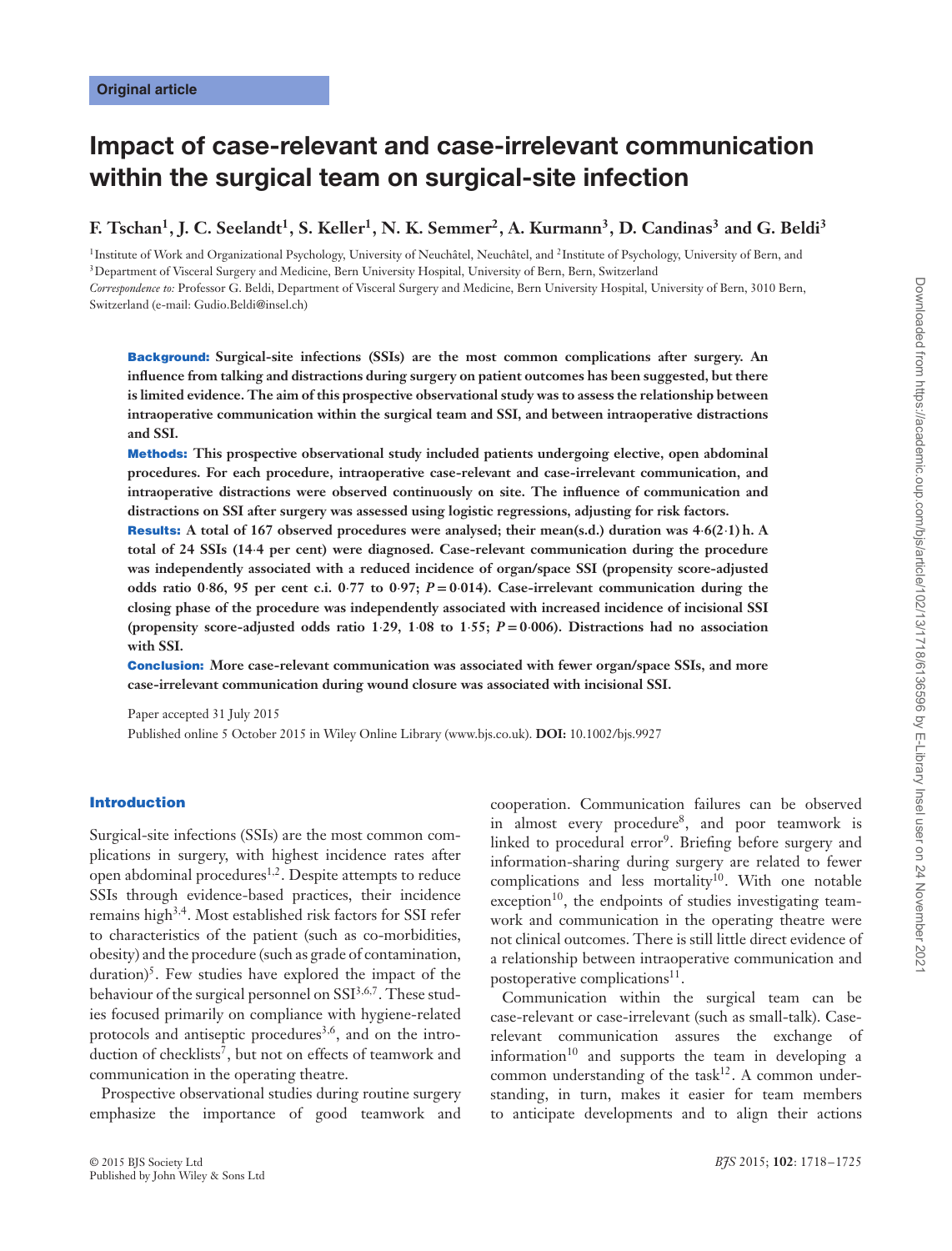Original article

# Impact of case-relevant and case-irrelevant communication within the surgical team on surgical-site infection

**F. Tschan[1], J. C. Seelandt[1], S. Keller[1], N. K. Semmer[2], A. Kurmann[3], D. Candinas[3] and G. Beldi[3]**

[1]Institute of Work and Organizational Psychology, University of Neuchâtel, Neuchâtel, and [2]Institute of Psychology, University of Bern, and [3]Department of Visceral Surgery and Medicine, Bern University Hospital, University of Bern, Bern, Switzerland

*Correspondence to:* Professor G. Beldi, Department of Visceral Surgery and Medicine, Bern University Hospital, University of Bern, 3010 Bern, Switzerland (e-mail: Gudio.Beldi@insel.ch)

**Background:** Surgical-site infections (SSIs) are the most common complications after surgery. An influence from talking and distractions during surgery on patient outcomes has been suggested, but there is limited evidence. The aim of this prospective observational study was to assess the relationship between intraoperative communication within the surgical team and SSI, and between intraoperative distractions and SSI.

**Methods:** This prospective observational study included patients undergoing elective, open abdominal procedures. For each procedure, intraoperative case-relevant and case-irrelevant communication, and intraoperative distractions were observed continuously on site. The influence of communication and distractions on SSI after surgery was assessed using logistic regressions, adjusting for risk factors.

**Results:** A total of 167 observed procedures were analysed; their mean(s.d.) duration was 4·6(2·1) h. A total of 24 SSIs (14·4 per cent) were diagnosed. Case-relevant communication during the procedure was independently associated with a reduced incidence of organ/space SSI (propensity score-adjusted odds ratio 0·86, 95 per cent c.i. 0·77 to 0·97; $P = 0·014$). Case-irrelevant communication during the closing phase of the procedure was independently associated with increased incidence of incisional SSI (propensity score-adjusted odds ratio 1·29, 1·08 to 1·55; $P = 0·006$). Distractions had no association with SSI.

**Conclusion:** More case-relevant communication was associated with fewer organ/space SSIs, and more case-irrelevant communication during wound closure was associated with incisional SSI.

Paper accepted 31 July 2015

Published online 5 October 2015 in Wiley Online Library (www.bjs.co.uk). **DOI:** 10.1002/bjs.9927

## Introduction

Surgical-site infections (SSIs) are the most common complications in surgery, with highest incidence rates after open abdominal procedures[1,2]. Despite attempts to reduce SSIs through evidence-based practices, their incidence remains high[3,4]. Most established risk factors for SSI refer to characteristics of the patient (such as co-morbidities, obesity) and the procedure (such as grade of contamination, duration)[5]. Few studies have explored the impact of the behaviour of the surgical personnel on SSI[3,6,7]. These studies focused primarily on compliance with hygiene-related protocols and antiseptic procedures[3,6], and on the introduction of checklists[7], but not on effects of teamwork and communication in the operating theatre.

Prospective observational studies during routine surgery emphasize the importance of good teamwork and cooperation. Communication failures can be observed in almost every procedure[8], and poor teamwork is linked to procedural error[9]. Briefing before surgery and information-sharing during surgery are related to fewer complications and less mortality[10]. With one notable exception[10], the endpoints of studies investigating teamwork and communication in the operating theatre were not clinical outcomes. There is still little direct evidence of a relationship between intraoperative communication and postoperative complications[11].

Communication within the surgical team can be case-relevant or case-irrelevant (such as small-talk). Case-relevant communication assures the exchange of information[10] and supports the team in developing a common understanding of the task[12]. A common understanding, in turn, makes it easier for team members to anticipate developments and to align their actions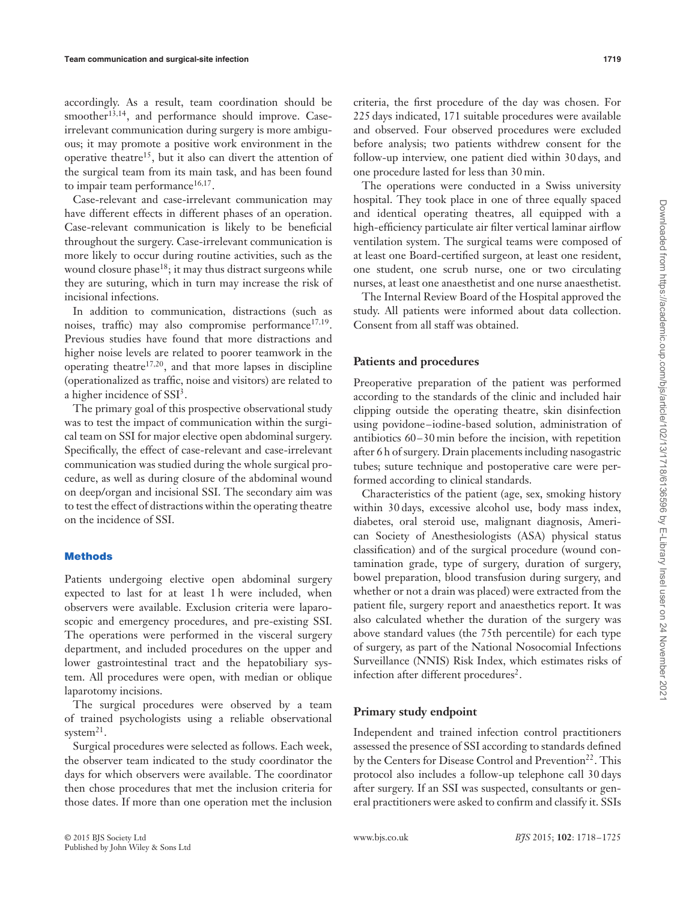accordingly. As a result, team coordination should be smoother[13,14], and performance should improve. Case-irrelevant communication during surgery is more ambiguous; it may promote a positive work environment in the operative theatre[15], but it also can divert the attention of the surgical team from its main task, and has been found to impair team performance[16,17].

Case-relevant and case-irrelevant communication may have different effects in different phases of an operation. Case-relevant communication is likely to be beneficial throughout the surgery. Case-irrelevant communication is more likely to occur during routine activities, such as the wound closure phase[18]; it may thus distract surgeons while they are suturing, which in turn may increase the risk of incisional infections.

In addition to communication, distractions (such as noises, traffic) may also compromise performance[17,19]. Previous studies have found that more distractions and higher noise levels are related to poorer teamwork in the operating theatre[17,20], and that more lapses in discipline (operationalized as traffic, noise and visitors) are related to a higher incidence of SSI[3].

The primary goal of this prospective observational study was to test the impact of communication within the surgical team on SSI for major elective open abdominal surgery. Specifically, the effect of case-relevant and case-irrelevant communication was studied during the whole surgical procedure, as well as during closure of the abdominal wound on deep/organ and incisional SSI. The secondary aim was to test the effect of distractions within the operating theatre on the incidence of SSI.

## Methods

Patients undergoing elective open abdominal surgery expected to last for at least 1 h were included, when observers were available. Exclusion criteria were laparoscopic and emergency procedures, and pre-existing SSI. The operations were performed in the visceral surgery department, and included procedures on the upper and lower gastrointestinal tract and the hepatobiliary system. All procedures were open, with median or oblique laparotomy incisions.

The surgical procedures were observed by a team of trained psychologists using a reliable observational system[21].

Surgical procedures were selected as follows. Each week, the observer team indicated to the study coordinator the days for which observers were available. The coordinator then chose procedures that met the inclusion criteria for those dates. If more than one operation met the inclusion criteria, the first procedure of the day was chosen. For 225 days indicated, 171 suitable procedures were available and observed. Four observed procedures were excluded before analysis; two patients withdrew consent for the follow-up interview, one patient died within 30 days, and one procedure lasted for less than 30 min.

The operations were conducted in a Swiss university hospital. They took place in one of three equally spaced and identical operating theatres, all equipped with a high-efficiency particulate air filter vertical laminar airflow ventilation system. The surgical teams were composed of at least one Board-certified surgeon, at least one resident, one student, one scrub nurse, one or two circulating nurses, at least one anaesthetist and one nurse anaesthetist.

The Internal Review Board of the Hospital approved the study. All patients were informed about data collection. Consent from all staff was obtained.

### Patients and procedures

Preoperative preparation of the patient was performed according to the standards of the clinic and included hair clipping outside the operating theatre, skin disinfection using povidone–iodine-based solution, administration of antibiotics 60–30 min before the incision, with repetition after 6 h of surgery. Drain placements including nasogastric tubes; suture technique and postoperative care were performed according to clinical standards.

Characteristics of the patient (age, sex, smoking history within 30 days, excessive alcohol use, body mass index, diabetes, oral steroid use, malignant diagnosis, American Society of Anesthesiologists (ASA) physical status classification) and of the surgical procedure (wound contamination grade, type of surgery, duration of surgery, bowel preparation, blood transfusion during surgery, and whether or not a drain was placed) were extracted from the patient file, surgery report and anaesthetics report. It was also calculated whether the duration of the surgery was above standard values (the 75th percentile) for each type of surgery, as part of the National Nosocomial Infections Surveillance (NNIS) Risk Index, which estimates risks of infection after different procedures[2].

### Primary study endpoint

Independent and trained infection control practitioners assessed the presence of SSI according to standards defined by the Centers for Disease Control and Prevention[22]. This protocol also includes a follow-up telephone call 30 days after surgery. If an SSI was suspected, consultants or general practitioners were asked to confirm and classify it. SSIs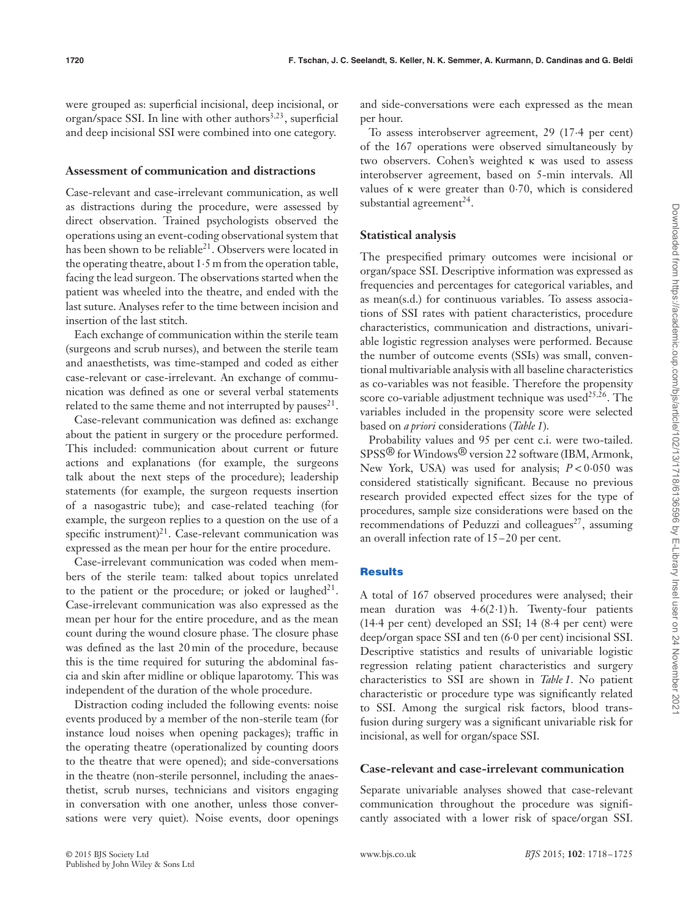were grouped as: superficial incisional, deep incisional, or organ/space SSI. In line with other authors[3,23], superficial and deep incisional SSI were combined into one category.

### Assessment of communication and distractions

Case-relevant and case-irrelevant communication, as well as distractions during the procedure, were assessed by direct observation. Trained psychologists observed the operations using an event-coding observational system that has been shown to be reliable[21]. Observers were located in the operating theatre, about 1·5 m from the operation table, facing the lead surgeon. The observations started when the patient was wheeled into the theatre, and ended with the last suture. Analyses refer to the time between incision and insertion of the last stitch.

Each exchange of communication within the sterile team (surgeons and scrub nurses), and between the sterile team and anaesthetists, was time-stamped and coded as either case-relevant or case-irrelevant. An exchange of communication was defined as one or several verbal statements related to the same theme and not interrupted by pauses[21].

Case-relevant communication was defined as: exchange about the patient in surgery or the procedure performed. This included: communication about current or future actions and explanations (for example, the surgeons talk about the next steps of the procedure); leadership statements (for example, the surgeon requests insertion of a nasogastric tube); and case-related teaching (for example, the surgeon replies to a question on the use of a specific instrument)[21]. Case-relevant communication was expressed as the mean per hour for the entire procedure.

Case-irrelevant communication was coded when members of the sterile team: talked about topics unrelated to the patient or the procedure; or joked or laughed[21]. Case-irrelevant communication was also expressed as the mean per hour for the entire procedure, and as the mean count during the wound closure phase. The closure phase was defined as the last 20 min of the procedure, because this is the time required for suturing the abdominal fascia and skin after midline or oblique laparotomy. This was independent of the duration of the whole procedure.

Distraction coding included the following events: noise events produced by a member of the non-sterile team (for instance loud noises when opening packages); traffic in the operating theatre (operationalized by counting doors to the theatre that were opened); and side-conversations in the theatre (non-sterile personnel, including the anaesthetist, scrub nurses, technicians and visitors engaging in conversation with one another, unless those conversations were very quiet). Noise events, door openings and side-conversations were each expressed as the mean per hour.

To assess interobserver agreement, 29 (17·4 per cent) of the 167 operations were observed simultaneously by two observers. Cohen's weighted κ was used to assess interobserver agreement, based on 5-min intervals. All values of κ were greater than 0·70, which is considered substantial agreement[24].

### Statistical analysis

The prespecified primary outcomes were incisional or organ/space SSI. Descriptive information was expressed as frequencies and percentages for categorical variables, and as mean(s.d.) for continuous variables. To assess associations of SSI rates with patient characteristics, procedure characteristics, communication and distractions, univariable logistic regression analyses were performed. Because the number of outcome events (SSIs) was small, conventional multivariable analysis with all baseline characteristics as co-variables was not feasible. Therefore the propensity score co-variable adjustment technique was used[25,26]. The variables included in the propensity score were selected based on *a priori* considerations (*Table 1*).

Probability values and 95 per cent c.i. were two-tailed. SPSS® for Windows® version 22 software (IBM, Armonk, New York, USA) was used for analysis; $P < 0{\cdot}050$ was considered statistically significant. Because no previous research provided expected effect sizes for the type of procedures, sample size considerations were based on the recommendations of Peduzzi and colleagues[27], assuming an overall infection rate of 15–20 per cent.

## Results

A total of 167 observed procedures were analysed; their mean duration was 4·6(2·1) h. Twenty-four patients (14·4 per cent) developed an SSI; 14 (8·4 per cent) were deep/organ space SSI and ten (6·0 per cent) incisional SSI. Descriptive statistics and results of univariable logistic regression relating patient characteristics and surgery characteristics to SSI are shown in *Table 1*. No patient characteristic or procedure type was significantly related to SSI. Among the surgical risk factors, blood transfusion during surgery was a significant univariable risk for incisional, as well for organ/space SSI.

### Case-relevant and case-irrelevant communication

Separate univariable analyses showed that case-relevant communication throughout the procedure was significantly associated with a lower risk of space/organ SSI.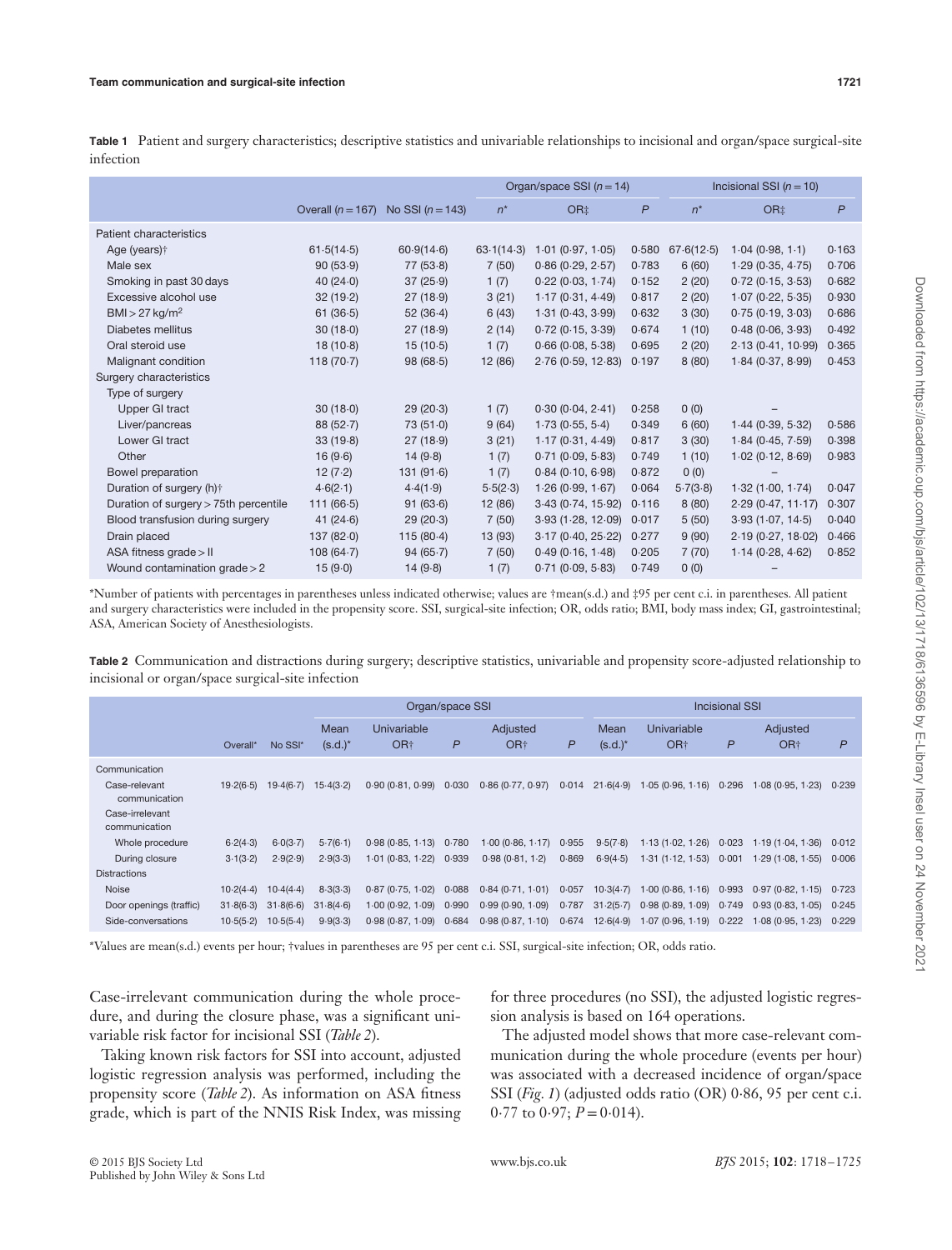**Table 1** Patient and surgery characteristics; descriptive statistics and univariable relationships to incisional and organ/space surgical-site infection

| | Overall ($n = 167$) | No SSI ($n = 143$) | Organ/space SSI ($n = 14$) | | | Incisional SSI ($n = 10$) | | |
|---|---|---|---|---|---|---|---|---|
| | | | $n$* | OR‡ | $P$ | $n$* | OR‡ | $P$ |
| Patient characteristics | | | | | | | | |
| Age (years)† | 61·5(14·5) | 60·9(14·6) | 63·1(14·3) | 1·01 (0·97, 1·05) | 0·580 | 67·6(12·5) | 1·04 (0·98, 1·1) | 0·163 |
| Male sex | 90 (53·9) | 77 (53·8) | 7 (50) | 0·86 (0·29, 2·57) | 0·783 | 6 (60) | 1·29 (0·35, 4·75) | 0·706 |
| Smoking in past 30 days | 40 (24·0) | 37 (25·9) | 1 (7) | 0·22 (0·03, 1·74) | 0·152 | 2 (20) | 0·72 (0·15, 3·53) | 0·682 |
| Excessive alcohol use | 32 (19·2) | 27 (18·9) | 3 (21) | 1·17 (0·31, 4·49) | 0·817 | 2 (20) | 1·07 (0·22, 5·35) | 0·930 |
| BMI > 27 kg/m$^2$ | 61 (36·5) | 52 (36·4) | 6 (43) | 1·31 (0·43, 3·99) | 0·632 | 3 (30) | 0·75 (0·19, 3·03) | 0·686 |
| Diabetes mellitus | 30 (18·0) | 27 (18·9) | 2 (14) | 0·72 (0·15, 3·39) | 0·674 | 1 (10) | 0·48 (0·06, 3·93) | 0·492 |
| Oral steroid use | 18 (10·8) | 15 (10·5) | 1 (7) | 0·66 (0·08, 5·38) | 0·695 | 2 (20) | 2·13 (0·41, 10·99) | 0·365 |
| Malignant condition | 118 (70·7) | 98 (68·5) | 12 (86) | 2·76 (0·59, 12·83) | 0·197 | 8 (80) | 1·84 (0·37, 8·99) | 0·453 |
| Surgery characteristics | | | | | | | | |
| Type of surgery | | | | | | | | |
| Upper GI tract | 30 (18·0) | 29 (20·3) | 1 (7) | 0·30 (0·04, 2·41) | 0·258 | 0 (0) | – | |
| Liver/pancreas | 88 (52·7) | 73 (51·0) | 9 (64) | 1·73 (0·55, 5·4) | 0·349 | 6 (60) | 1·44 (0·39, 5·32) | 0·586 |
| Lower GI tract | 33 (19·8) | 27 (18·9) | 3 (21) | 1·17 (0·31, 4·49) | 0·817 | 3 (30) | 1·84 (0·45, 7·59) | 0·398 |
| Other | 16 (9·6) | 14 (9·8) | 1 (7) | 0·71 (0·09, 5·83) | 0·749 | 1 (10) | 1·02 (0·12, 8·69) | 0·983 |
| Bowel preparation | 12 (7·2) | 131 (91·6) | 1 (7) | 0·84 (0·10, 6·98) | 0·872 | 0 (0) | – | |
| Duration of surgery (h)† | 4·6(2·1) | 4·4(1·9) | 5·5(2·3) | 1·26 (0·99, 1·67) | 0·064 | 5·7(3·8) | 1·32 (1·00, 1·74) | 0·047 |
| Duration of surgery > 75th percentile | 111 (66·5) | 91 (63·6) | 12 (86) | 3·43 (0·74, 15·92) | 0·116 | 8 (80) | 2·29 (0·47, 11·17) | 0·307 |
| Blood transfusion during surgery | 41 (24·6) | 29 (20·3) | 7 (50) | 3·93 (1·28, 12·09) | 0·017 | 5 (50) | 3·93 (1·07, 14·5) | 0·040 |
| Drain placed | 137 (82·0) | 115 (80·4) | 13 (93) | 3·17 (0·40, 25·22) | 0·277 | 9 (90) | 2·19 (0·27, 18·02) | 0·466 |
| ASA fitness grade > II | 108 (64·7) | 94 (65·7) | 7 (50) | 0·49 (0·16, 1·48) | 0·205 | 7 (70) | 1·14 (0·28, 4·62) | 0·852 |
| Wound contamination grade > 2 | 15 (9·0) | 14 (9·8) | 1 (7) | 0·71 (0·09, 5·83) | 0·749 | 0 (0) | – | |

*Number of patients with percentages in parentheses unless indicated otherwise; values are †mean(s.d.) and ‡95 per cent c.i. in parentheses. All patient and surgery characteristics were included in the propensity score. SSI, surgical-site infection; OR, odds ratio; BMI, body mass index; GI, gastrointestinal; ASA, American Society of Anesthesiologists.

**Table 2** Communication and distractions during surgery; descriptive statistics, univariable and propensity score-adjusted relationship to incisional or organ/space surgical-site infection

| | Overall* | No SSI* | Organ/space SSI | | | | | Incisional SSI | | | | |
|---|---|---|---|---|---|---|---|---|---|---|---|---|
| | | | Mean (s.d.)* | Univariable OR† | $P$ | Adjusted OR† | $P$ | Mean (s.d.)* | Univariable OR† | $P$ | Adjusted OR† | $P$ |
| Communication | | | | | | | | | | | | |
| Case-relevant communication | 19·2(6·5) | 19·4(6·7) | 15·4(3·2) | 0·90 (0·81, 0·99) | 0·030 | 0·86 (0·77, 0·97) | 0·014 | 21·6(4·9) | 1·05 (0·96, 1·16) | 0·296 | 1·08 (0·95, 1·23) | 0·239 |
| Case-irrelevant communication | | | | | | | | | | | | |
| Whole procedure | 6·2(4·3) | 6·0(3·7) | 5·7(6·1) | 0·98 (0·85, 1·13) | 0·780 | 1·00 (0·86, 1·17) | 0·955 | 9·5(7·8) | 1·13 (1·02, 1·26) | 0·023 | 1·19 (1·04, 1·36) | 0·012 |
| During closure | 3·1(3·2) | 2·9(2·9) | 2·9(3·3) | 1·01 (0·83, 1·22) | 0·939 | 0·98 (0·81, 1·2) | 0·869 | 6·9(4·5) | 1·31 (1·12, 1·53) | 0·001 | 1·29 (1·08, 1·55) | 0·006 |
| Distractions | | | | | | | | | | | | |
| Noise | 10·2(4·4) | 10·4(4·4) | 8·3(3·3) | 0·87 (0·75, 1·02) | 0·088 | 0·84 (0·71, 1·01) | 0·057 | 10·3(4·7) | 1·00 (0·86, 1·16) | 0·993 | 0·97 (0·82, 1·15) | 0·723 |
| Door openings (traffic) | 31·8(6·3) | 31·8(6·6) | 31·8(4·6) | 1·00 (0·92, 1·09) | 0·990 | 0·99 (0·90, 1·09) | 0·787 | 31·2(5·7) | 0·98 (0·89, 1·09) | 0·749 | 0·93 (0·83, 1·05) | 0·245 |
| Side-conversations | 10·5(5·2) | 10·5(5·4) | 9·9(3·3) | 0·98 (0·87, 1·09) | 0·684 | 0·98 (0·87, 1·10) | 0·674 | 12·6(4·9) | 1·07 (0·96, 1·19) | 0·222 | 1·08 (0·95, 1·23) | 0·229 |

*Values are mean(s.d.) events per hour; †values in parentheses are 95 per cent c.i. SSI, surgical-site infection; OR, odds ratio.

Case-irrelevant communication during the whole procedure, and during the closure phase, was a significant univariable risk factor for incisional SSI (*Table 2*).

Taking known risk factors for SSI into account, adjusted logistic regression analysis was performed, including the propensity score (*Table 2*). As information on ASA fitness grade, which is part of the NNIS Risk Index, was missing for three procedures (no SSI), the adjusted logistic regression analysis is based on 164 operations.

The adjusted model shows that more case-relevant communication during the whole procedure (events per hour) was associated with a decreased incidence of organ/space SSI (*Fig. 1*) (adjusted odds ratio (OR) 0·86, 95 per cent c.i. 0·77 to 0·97; $P = 0·014$).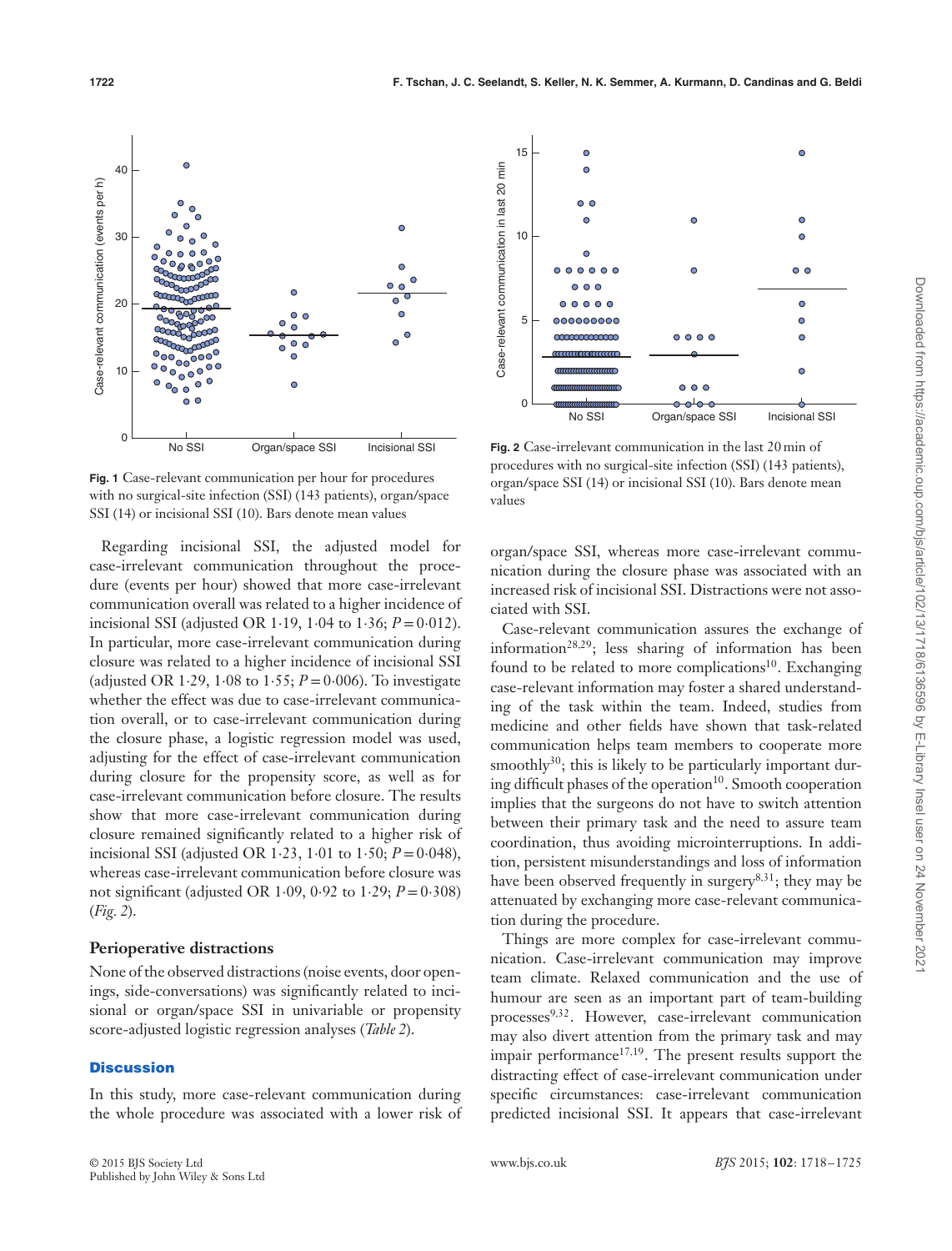Fig. 1 Case-relevant communication per hour for procedures with no surgical-site infection (SSI) (143 patients), organ/space SSI (14) or incisional SSI (10). Bars denote mean values

Fig. 2 Case-irrelevant communication in the last 20 min of procedures with no surgical-site infection (SSI) (143 patients), organ/space SSI (14) or incisional SSI (10). Bars denote mean values

Regarding incisional SSI, the adjusted model for case-irrelevant communication throughout the procedure (events per hour) showed that more case-irrelevant communication overall was related to a higher incidence of incisional SSI (adjusted OR 1·19, 1·04 to 1·36; $P = 0{\cdot}012$). In particular, more case-irrelevant communication during closure was related to a higher incidence of incisional SSI (adjusted OR 1·29, 1·08 to 1·55; $P = 0{\cdot}006$). To investigate whether the effect was due to case-irrelevant communication overall, or to case-irrelevant communication during the closure phase, a logistic regression model was used, adjusting for the effect of case-irrelevant communication during closure for the propensity score, as well as for case-irrelevant communication before closure. The results show that more case-irrelevant communication during closure remained significantly related to a higher risk of incisional SSI (adjusted OR 1·23, 1·01 to 1·50; $P = 0{\cdot}048$), whereas case-irrelevant communication before closure was not significant (adjusted OR 1·09, 0·92 to 1·29; $P = 0{\cdot}308$) (*Fig. 2*).

### Perioperative distractions

None of the observed distractions (noise events, door openings, side-conversations) was significantly related to incisional or organ/space SSI in univariable or propensity score-adjusted logistic regression analyses (*Table 2*).

## Discussion

In this study, more case-relevant communication during the whole procedure was associated with a lower risk of organ/space SSI, whereas more case-irrelevant communication during the closure phase was associated with an increased risk of incisional SSI. Distractions were not associated with SSI.

Case-relevant communication assures the exchange of information[28,29]; less sharing of information has been found to be related to more complications[10]. Exchanging case-relevant information may foster a shared understanding of the task within the team. Indeed, studies from medicine and other fields have shown that task-related communication helps team members to cooperate more smoothly[30]; this is likely to be particularly important during difficult phases of the operation[10]. Smooth cooperation implies that the surgeons do not have to switch attention between their primary task and the need to assure team coordination, thus avoiding microinterruptions. In addition, persistent misunderstandings and loss of information have been observed frequently in surgery[8,31]; they may be attenuated by exchanging more case-relevant communication during the procedure.

Things are more complex for case-irrelevant communication. Case-irrelevant communication may improve team climate. Relaxed communication and the use of humour are seen as an important part of team-building processes[9,32]. However, case-irrelevant communication may also divert attention from the primary task and may impair performance[17,19]. The present results support the distracting effect of case-irrelevant communication under specific circumstances: case-irrelevant communication predicted incisional SSI. It appears that case-irrelevant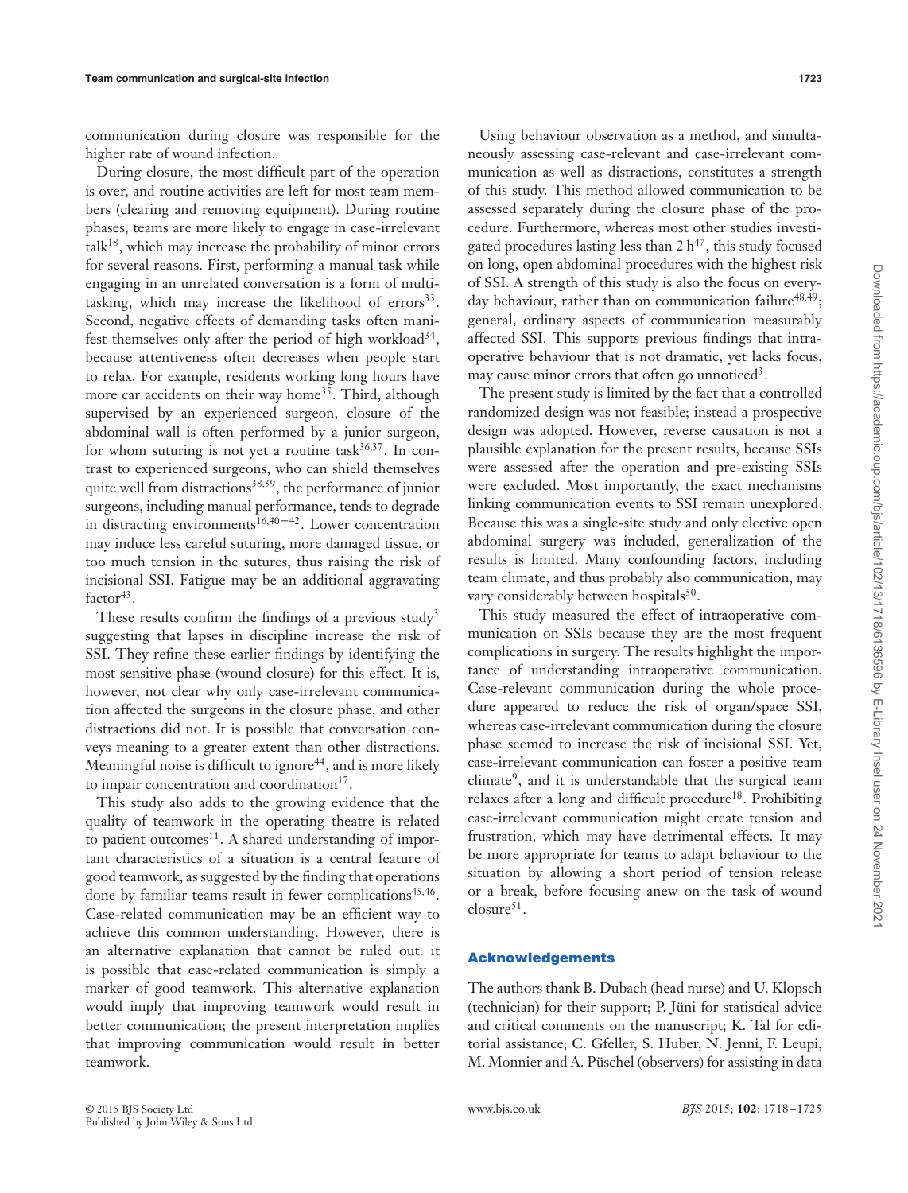communication during closure was responsible for the higher rate of wound infection.

During closure, the most difficult part of the operation is over, and routine activities are left for most team members (clearing and removing equipment). During routine phases, teams are more likely to engage in case-irrelevant talk[18], which may increase the probability of minor errors for several reasons. First, performing a manual task while engaging in an unrelated conversation is a form of multitasking, which may increase the likelihood of errors[33]. Second, negative effects of demanding tasks often manifest themselves only after the period of high workload[34], because attentiveness often decreases when people start to relax. For example, residents working long hours have more car accidents on their way home[35]. Third, although supervised by an experienced surgeon, closure of the abdominal wall is often performed by a junior surgeon, for whom suturing is not yet a routine task[36,37]. In contrast to experienced surgeons, who can shield themselves quite well from distractions[38,39], the performance of junior surgeons, including manual performance, tends to degrade in distracting environments[16,40–42]. Lower concentration may induce less careful suturing, more damaged tissue, or too much tension in the sutures, thus raising the risk of incisional SSI. Fatigue may be an additional aggravating factor[43].

These results confirm the findings of a previous study[3] suggesting that lapses in discipline increase the risk of SSI. They refine these earlier findings by identifying the most sensitive phase (wound closure) for this effect. It is, however, not clear why only case-irrelevant communication affected the surgeons in the closure phase, and other distractions did not. It is possible that conversation conveys meaning to a greater extent than other distractions. Meaningful noise is difficult to ignore[44], and is more likely to impair concentration and coordination[17].

This study also adds to the growing evidence that the quality of teamwork in the operating theatre is related to patient outcomes[11]. A shared understanding of important characteristics of a situation is a central feature of good teamwork, as suggested by the finding that operations done by familiar teams result in fewer complications[45,46]. Case-related communication may be an efficient way to achieve this common understanding. However, there is an alternative explanation that cannot be ruled out: it is possible that case-related communication is simply a marker of good teamwork. This alternative explanation would imply that improving teamwork would result in better communication; the present interpretation implies that improving communication would result in better teamwork.

Using behaviour observation as a method, and simultaneously assessing case-relevant and case-irrelevant communication as well as distractions, constitutes a strength of this study. This method allowed communication to be assessed separately during the closure phase of the procedure. Furthermore, whereas most other studies investigated procedures lasting less than 2 h[47], this study focused on long, open abdominal procedures with the highest risk of SSI. A strength of this study is also the focus on everyday behaviour, rather than on communication failure[48,49]; general, ordinary aspects of communication measurably affected SSI. This supports previous findings that intraoperative behaviour that is not dramatic, yet lacks focus, may cause minor errors that often go unnoticed[3].

The present study is limited by the fact that a controlled randomized design was not feasible; instead a prospective design was adopted. However, reverse causation is not a plausible explanation for the present results, because SSIs were assessed after the operation and pre-existing SSIs were excluded. Most importantly, the exact mechanisms linking communication events to SSI remain unexplored. Because this was a single-site study and only elective open abdominal surgery was included, generalization of the results is limited. Many confounding factors, including team climate, and thus probably also communication, may vary considerably between hospitals[50].

This study measured the effect of intraoperative communication on SSIs because they are the most frequent complications in surgery. The results highlight the importance of understanding intraoperative communication. Case-relevant communication during the whole procedure appeared to reduce the risk of organ/space SSI, whereas case-irrelevant communication during the closure phase seemed to increase the risk of incisional SSI. Yet, case-irrelevant communication can foster a positive team climate[9], and it is understandable that the surgical team relaxes after a long and difficult procedure[18]. Prohibiting case-irrelevant communication might create tension and frustration, which may have detrimental effects. It may be more appropriate for teams to adapt behaviour to the situation by allowing a short period of tension release or a break, before focusing anew on the task of wound closure[51].

## Acknowledgements

The authors thank B. Dubach (head nurse) and U. Klopsch (technician) for their support; P. Jüni for statistical advice and critical comments on the manuscript; K. Tal for editorial assistance; C. Gfeller, S. Huber, N. Jenni, F. Leupi, M. Monnier and A. Püschel (observers) for assisting in data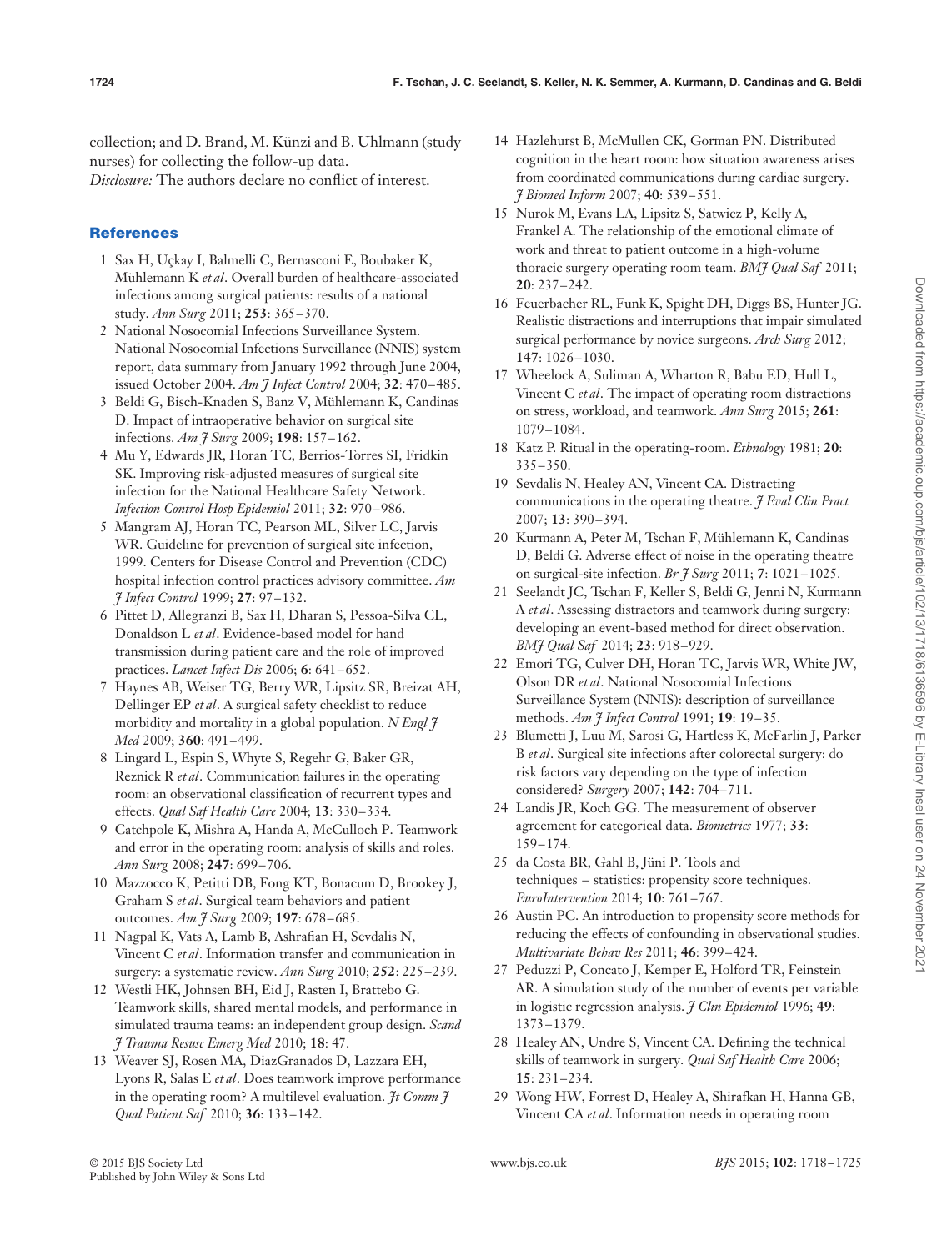collection; and D. Brand, M. Künzi and B. Uhlmann (study nurses) for collecting the follow-up data.

*Disclosure:* The authors declare no conflict of interest.

## References

1. Sax H, Uçkay I, Balmelli C, Bernasconi E, Boubaker K, Mühlemann K *et al*. Overall burden of healthcare-associated infections among surgical patients: results of a national study. *Ann Surg* 2011; **253**: 365–370.
2. National Nosocomial Infections Surveillance System. National Nosocomial Infections Surveillance (NNIS) system report, data summary from January 1992 through June 2004, issued October 2004. *Am J Infect Control* 2004; **32**: 470–485.
3. Beldi G, Bisch-Knaden S, Banz V, Mühlemann K, Candinas D. Impact of intraoperative behavior on surgical site infections. *Am J Surg* 2009; **198**: 157–162.
4. Mu Y, Edwards JR, Horan TC, Berrios-Torres SI, Fridkin SK. Improving risk-adjusted measures of surgical site infection for the National Healthcare Safety Network. *Infection Control Hosp Epidemiol* 2011; **32**: 970–986.
5. Mangram AJ, Horan TC, Pearson ML, Silver LC, Jarvis WR. Guideline for prevention of surgical site infection, 1999. Centers for Disease Control and Prevention (CDC) hospital infection control practices advisory committee. *Am J Infect Control* 1999; **27**: 97–132.
6. Pittet D, Allegranzi B, Sax H, Dharan S, Pessoa-Silva CL, Donaldson L *et al*. Evidence-based model for hand transmission during patient care and the role of improved practices. *Lancet Infect Dis* 2006; **6**: 641–652.
7. Haynes AB, Weiser TG, Berry WR, Lipsitz SR, Breizat AH, Dellinger EP *et al*. A surgical safety checklist to reduce morbidity and mortality in a global population. *N Engl J Med* 2009; **360**: 491–499.
8. Lingard L, Espin S, Whyte S, Regehr G, Baker GR, Reznick R *et al*. Communication failures in the operating room: an observational classification of recurrent types and effects. *Qual Saf Health Care* 2004; **13**: 330–334.
9. Catchpole K, Mishra A, Handa A, McCulloch P. Teamwork and error in the operating room: analysis of skills and roles. *Ann Surg* 2008; **247**: 699–706.
10. Mazzocco K, Petitti DB, Fong KT, Bonacum D, Brookey J, Graham S *et al*. Surgical team behaviors and patient outcomes. *Am J Surg* 2009; **197**: 678–685.
11. Nagpal K, Vats A, Lamb B, Ashrafian H, Sevdalis N, Vincent C *et al*. Information transfer and communication in surgery: a systematic review. *Ann Surg* 2010; **252**: 225–239.
12. Westli HK, Johnsen BH, Eid J, Rasten I, Brattebo G. Teamwork skills, shared mental models, and performance in simulated trauma teams: an independent group design. *Scand J Trauma Resusc Emerg Med* 2010; **18**: 47.
13. Weaver SJ, Rosen MA, DiazGranados D, Lazzara EH, Lyons R, Salas E *et al*. Does teamwork improve performance in the operating room? A multilevel evaluation. *Jt Comm J Qual Patient Saf* 2010; **36**: 133–142.
14. Hazlehurst B, McMullen CK, Gorman PN. Distributed cognition in the heart room: how situation awareness arises from coordinated communications during cardiac surgery. *J Biomed Inform* 2007; **40**: 539–551.
15. Nurok M, Evans LA, Lipsitz S, Satwicz P, Kelly A, Frankel A. The relationship of the emotional climate of work and threat to patient outcome in a high-volume thoracic surgery operating room team. *BMJ Qual Saf* 2011; **20**: 237–242.
16. Feuerbacher RL, Funk K, Spight DH, Diggs BS, Hunter JG. Realistic distractions and interruptions that impair simulated surgical performance by novice surgeons. *Arch Surg* 2012; **147**: 1026–1030.
17. Wheelock A, Suliman A, Wharton R, Babu ED, Hull L, Vincent C *et al*. The impact of operating room distractions on stress, workload, and teamwork. *Ann Surg* 2015; **261**: 1079–1084.
18. Katz P. Ritual in the operating-room. *Ethnology* 1981; **20**: 335–350.
19. Sevdalis N, Healey AN, Vincent CA. Distracting communications in the operating theatre. *J Eval Clin Pract* 2007; **13**: 390–394.
20. Kurmann A, Peter M, Tschan F, Mühlemann K, Candinas D, Beldi G. Adverse effect of noise in the operating theatre on surgical-site infection. *Br J Surg* 2011; **7**: 1021–1025.
21. Seelandt JC, Tschan F, Keller S, Beldi G, Jenni N, Kurmann A *et al*. Assessing distractors and teamwork during surgery: developing an event-based method for direct observation. *BMJ Qual Saf* 2014; **23**: 918–929.
22. Emori TG, Culver DH, Horan TC, Jarvis WR, White JW, Olson DR *et al*. National Nosocomial Infections Surveillance System (NNIS): description of surveillance methods. *Am J Infect Control* 1991; **19**: 19–35.
23. Blumetti J, Luu M, Sarosi G, Hartless K, McFarlin J, Parker B *et al*. Surgical site infections after colorectal surgery: do risk factors vary depending on the type of infection considered? *Surgery* 2007; **142**: 704–711.
24. Landis JR, Koch GG. The measurement of observer agreement for categorical data. *Biometrics* 1977; **33**: 159–174.
25. da Costa BR, Gahl B, Jüni P. Tools and techniques – statistics: propensity score techniques. *EuroIntervention* 2014; **10**: 761–767.
26. Austin PC. An introduction to propensity score methods for reducing the effects of confounding in observational studies. *Multivariate Behav Res* 2011; **46**: 399–424.
27. Peduzzi P, Concato J, Kemper E, Holford TR, Feinstein AR. A simulation study of the number of events per variable in logistic regression analysis. *J Clin Epidemiol* 1996; **49**: 1373–1379.
28. Healey AN, Undre S, Vincent CA. Defining the technical skills of teamwork in surgery. *Qual Saf Health Care* 2006; **15**: 231–234.
29. Wong HW, Forrest D, Healey A, Shirafkan H, Hanna GB, Vincent CA *et al*. Information needs in operating room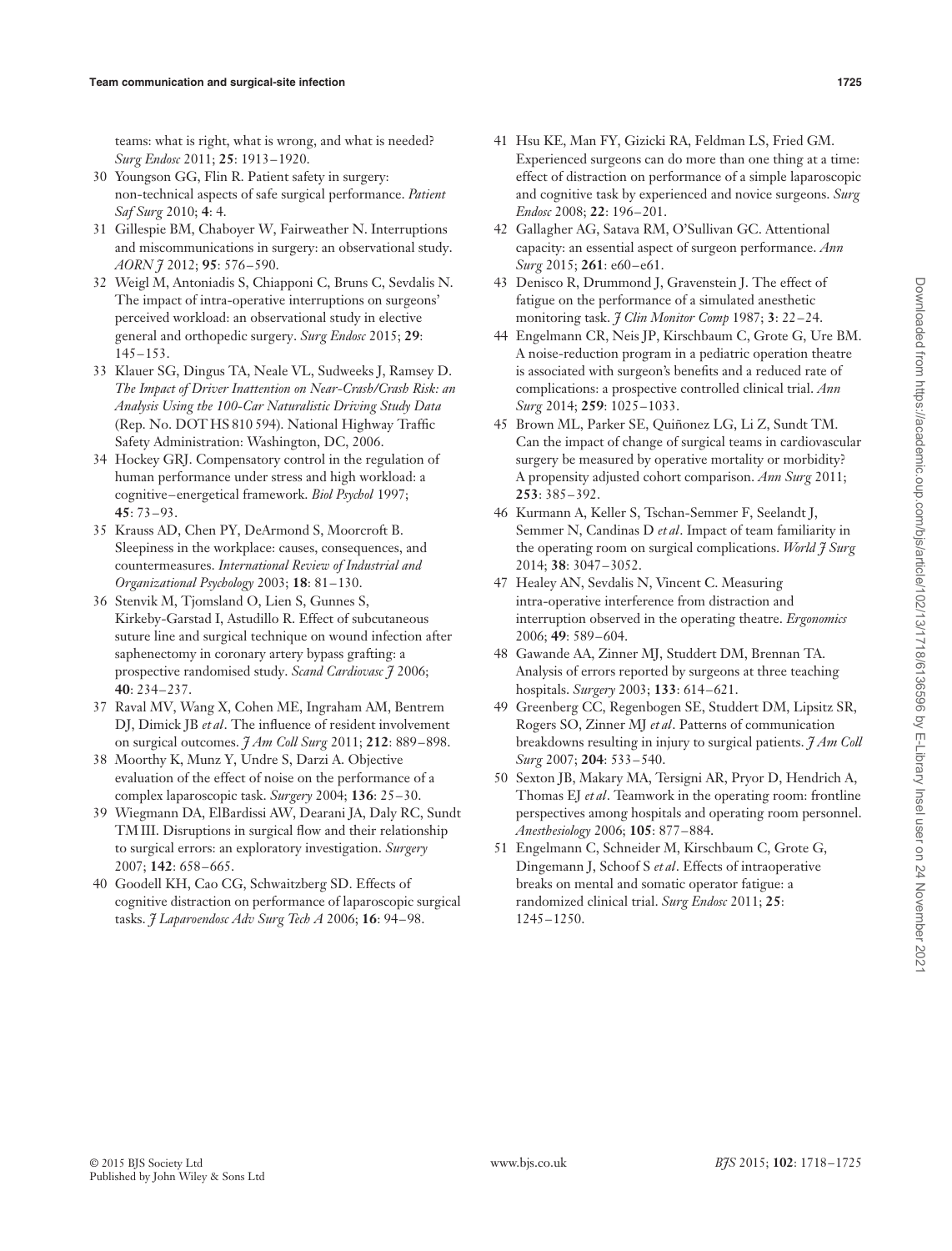teams: what is right, what is wrong, and what is needed? *Surg Endosc* 2011; **25**: 1913–1920.

30 Youngson GG, Flin R. Patient safety in surgery: non-technical aspects of safe surgical performance. *Patient Saf Surg* 2010; **4**: 4.

31 Gillespie BM, Chaboyer W, Fairweather N. Interruptions and miscommunications in surgery: an observational study. *AORN J* 2012; **95**: 576–590.

32 Weigl M, Antoniadis S, Chiapponi C, Bruns C, Sevdalis N. The impact of intra-operative interruptions on surgeons' perceived workload: an observational study in elective general and orthopedic surgery. *Surg Endosc* 2015; **29**: 145–153.

33 Klauer SG, Dingus TA, Neale VL, Sudweeks J, Ramsey D. *The Impact of Driver Inattention on Near-Crash/Crash Risk: an Analysis Using the 100-Car Naturalistic Driving Study Data* (Rep. No. DOT HS 810 594). National Highway Traffic Safety Administration: Washington, DC, 2006.

34 Hockey GRJ. Compensatory control in the regulation of human performance under stress and high workload: a cognitive–energetical framework. *Biol Psychol* 1997; **45**: 73–93.

35 Krauss AD, Chen PY, DeArmond S, Moorcroft B. Sleepiness in the workplace: causes, consequences, and countermeasures. *International Review of Industrial and Organizational Psychology* 2003; **18**: 81–130.

36 Stenvik M, Tjomsland O, Lien S, Gunnes S, Kirkeby-Garstad I, Astudillo R. Effect of subcutaneous suture line and surgical technique on wound infection after saphenectomy in coronary artery bypass grafting: a prospective randomised study. *Scand Cardiovasc J* 2006; **40**: 234–237.

37 Raval MV, Wang X, Cohen ME, Ingraham AM, Bentrem DJ, Dimick JB *et al*. The influence of resident involvement on surgical outcomes. *J Am Coll Surg* 2011; **212**: 889–898.

38 Moorthy K, Munz Y, Undre S, Darzi A. Objective evaluation of the effect of noise on the performance of a complex laparoscopic task. *Surgery* 2004; **136**: 25–30.

39 Wiegmann DA, ElBardissi AW, Dearani JA, Daly RC, Sundt TM III. Disruptions in surgical flow and their relationship to surgical errors: an exploratory investigation. *Surgery* 2007; **142**: 658–665.

40 Goodell KH, Cao CG, Schwaitzberg SD. Effects of cognitive distraction on performance of laparoscopic surgical tasks. *J Laparoendosc Adv Surg Tech A* 2006; **16**: 94–98.

41 Hsu KE, Man FY, Gizicki RA, Feldman LS, Fried GM. Experienced surgeons can do more than one thing at a time: effect of distraction on performance of a simple laparoscopic and cognitive task by experienced and novice surgeons. *Surg Endosc* 2008; **22**: 196–201.

42 Gallagher AG, Satava RM, O'Sullivan GC. Attentional capacity: an essential aspect of surgeon performance. *Ann Surg* 2015; **261**: e60–e61.

43 Denisco R, Drummond J, Gravenstein J. The effect of fatigue on the performance of a simulated anesthetic monitoring task. *J Clin Monitor Comp* 1987; **3**: 22–24.

44 Engelmann CR, Neis JP, Kirschbaum C, Grote G, Ure BM. A noise-reduction program in a pediatric operation theatre is associated with surgeon's benefits and a reduced rate of complications: a prospective controlled clinical trial. *Ann Surg* 2014; **259**: 1025–1033.

45 Brown ML, Parker SE, Quiñonez LG, Li Z, Sundt TM. Can the impact of change of surgical teams in cardiovascular surgery be measured by operative mortality or morbidity? A propensity adjusted cohort comparison. *Ann Surg* 2011; **253**: 385–392.

46 Kurmann A, Keller S, Tschan-Semmer F, Seelandt J, Semmer N, Candinas D *et al*. Impact of team familiarity in the operating room on surgical complications. *World J Surg* 2014; **38**: 3047–3052.

47 Healey AN, Sevdalis N, Vincent C. Measuring intra-operative interference from distraction and interruption observed in the operating theatre. *Ergonomics* 2006; **49**: 589–604.

48 Gawande AA, Zinner MJ, Studdert DM, Brennan TA. Analysis of errors reported by surgeons at three teaching hospitals. *Surgery* 2003; **133**: 614–621.

49 Greenberg CC, Regenbogen SE, Studdert DM, Lipsitz SR, Rogers SO, Zinner MJ *et al*. Patterns of communication breakdowns resulting in injury to surgical patients. *J Am Coll Surg* 2007; **204**: 533–540.

50 Sexton JB, Makary MA, Tersigni AR, Pryor D, Hendrich A, Thomas EJ *et al*. Teamwork in the operating room: frontline perspectives among hospitals and operating room personnel. *Anesthesiology* 2006; **105**: 877–884.

51 Engelmann C, Schneider M, Kirschbaum C, Grote G, Dingemann J, Schoof S *et al*. Effects of intraoperative breaks on mental and somatic operator fatigue: a randomized clinical trial. *Surg Endosc* 2011; **25**: 1245–1250.